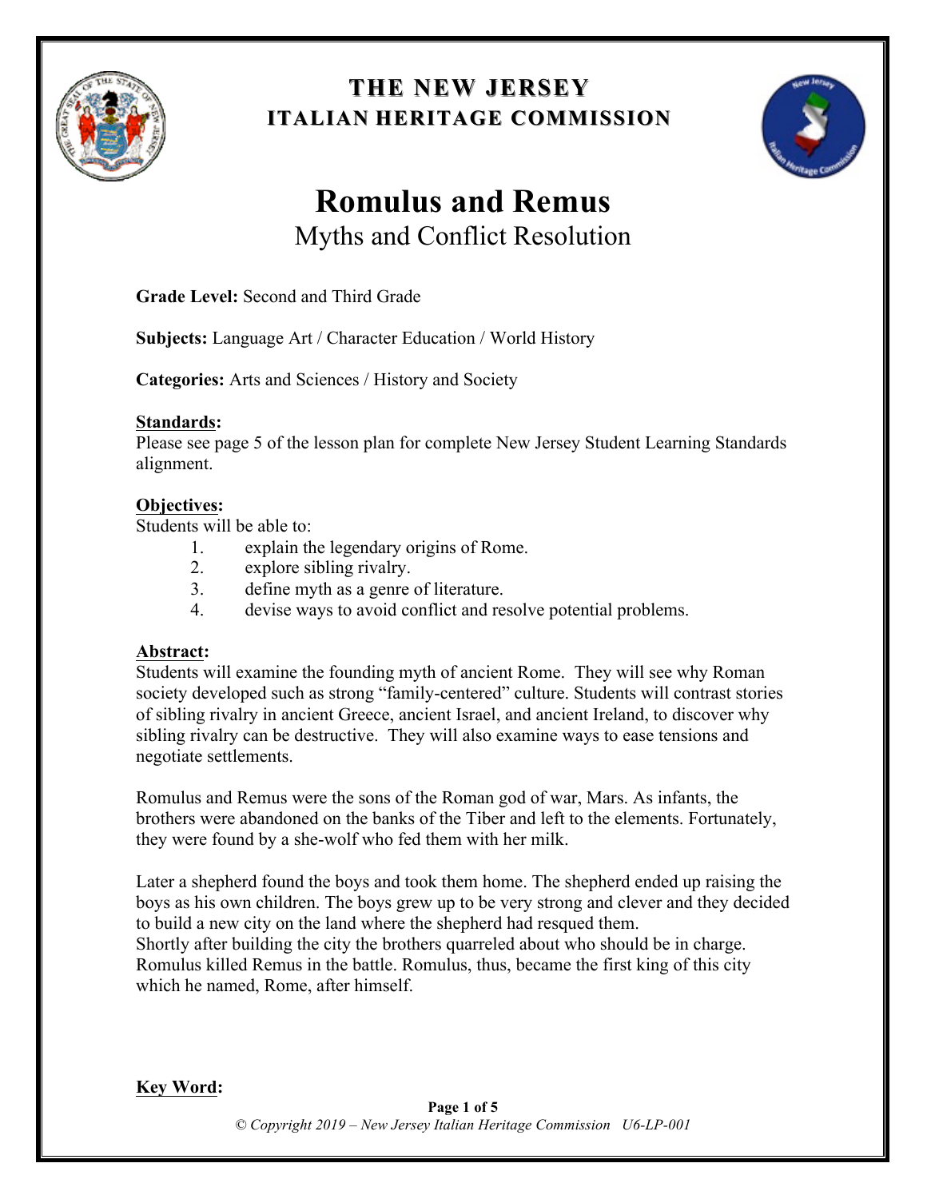# THE NEW JERSEY
## ITALIAN HERITAGE COMMISSION

# Romulus and Remus
## Myths and Conflict Resolution

**Grade Level:** Second and Third Grade

**Subjects:** Language Art / Character Education / World History

**Categories:** Arts and Sciences / History and Society

**Standards:**
Please see page 5 of the lesson plan for complete New Jersey Student Learning Standards alignment.

**Objectives:**
Students will be able to:

1. explain the legendary origins of Rome.
2. explore sibling rivalry.
3. define myth as a genre of literature.
4. devise ways to avoid conflict and resolve potential problems.

**Abstract:**
Students will examine the founding myth of ancient Rome. They will see why Roman society developed such as strong "family-centered" culture. Students will contrast stories of sibling rivalry in ancient Greece, ancient Israel, and ancient Ireland, to discover why sibling rivalry can be destructive. They will also examine ways to ease tensions and negotiate settlements.

Romulus and Remus were the sons of the Roman god of war, Mars. As infants, the brothers were abandoned on the banks of the Tiber and left to the elements. Fortunately, they were found by a she-wolf who fed them with her milk.

Later a shepherd found the boys and took them home. The shepherd ended up raising the boys as his own children. The boys grew up to be very strong and clever and they decided to build a new city on the land where the shepherd had resqued them.
Shortly after building the city the brothers quarreled about who should be in charge. Romulus killed Remus in the battle. Romulus, thus, became the first king of this city which he named, Rome, after himself.

**Key Word:**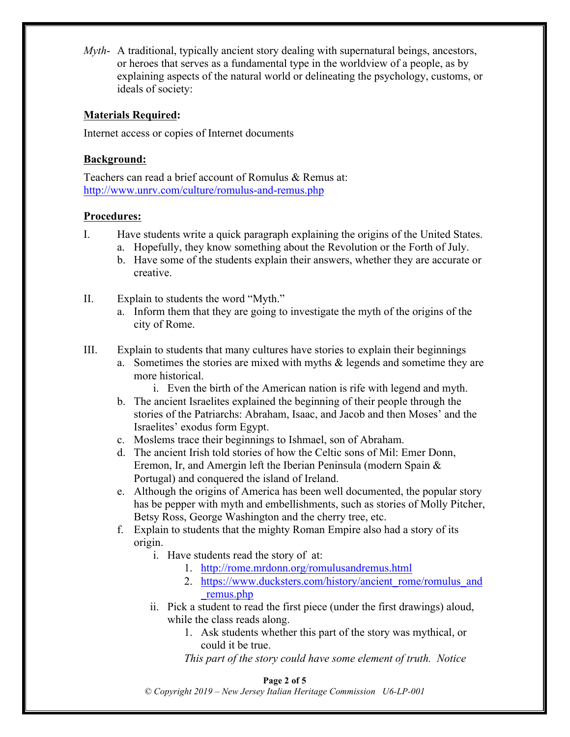*Myth*- A traditional, typically ancient story dealing with supernatural beings, ancestors, or heroes that serves as a fundamental type in the worldview of a people, as by explaining aspects of the natural world or delineating the psychology, customs, or ideals of society:

**Materials Required:**

Internet access or copies of Internet documents

**Background:**

Teachers can read a brief account of Romulus & Remus at: http://www.unrv.com/culture/romulus-and-remus.php

**Procedures:**

I. Have students write a quick paragraph explaining the origins of the United States.
   a. Hopefully, they know something about the Revolution or the Forth of July.
   b. Have some of the students explain their answers, whether they are accurate or creative.

II. Explain to students the word "Myth."
   a. Inform them that they are going to investigate the myth of the origins of the city of Rome.

III. Explain to students that many cultures have stories to explain their beginnings
   a. Sometimes the stories are mixed with myths & legends and sometime they are more historical.
      i. Even the birth of the American nation is rife with legend and myth.
   b. The ancient Israelites explained the beginning of their people through the stories of the Patriarchs: Abraham, Isaac, and Jacob and then Moses' and the Israelites' exodus form Egypt.
   c. Moslems trace their beginnings to Ishmael, son of Abraham.
   d. The ancient Irish told stories of how the Celtic sons of Mil: Emer Donn, Eremon, Ir, and Amergin left the Iberian Peninsula (modern Spain & Portugal) and conquered the island of Ireland.
   e. Although the origins of America has been well documented, the popular story has be pepper with myth and embellishments, such as stories of Molly Pitcher, Betsy Ross, George Washington and the cherry tree, etc.
   f. Explain to students that the mighty Roman Empire also had a story of its origin.
      i. Have students read the story of at:
         1. http://rome.mrdonn.org/romulusandremus.html
         2. https://www.ducksters.com/history/ancient_rome/romulus_and_remus.php
      ii. Pick a student to read the first piece (under the first drawings) aloud, while the class reads along.
         1. Ask students whether this part of the story was mythical, or could it be true.

         *This part of the story could have some element of truth. Notice*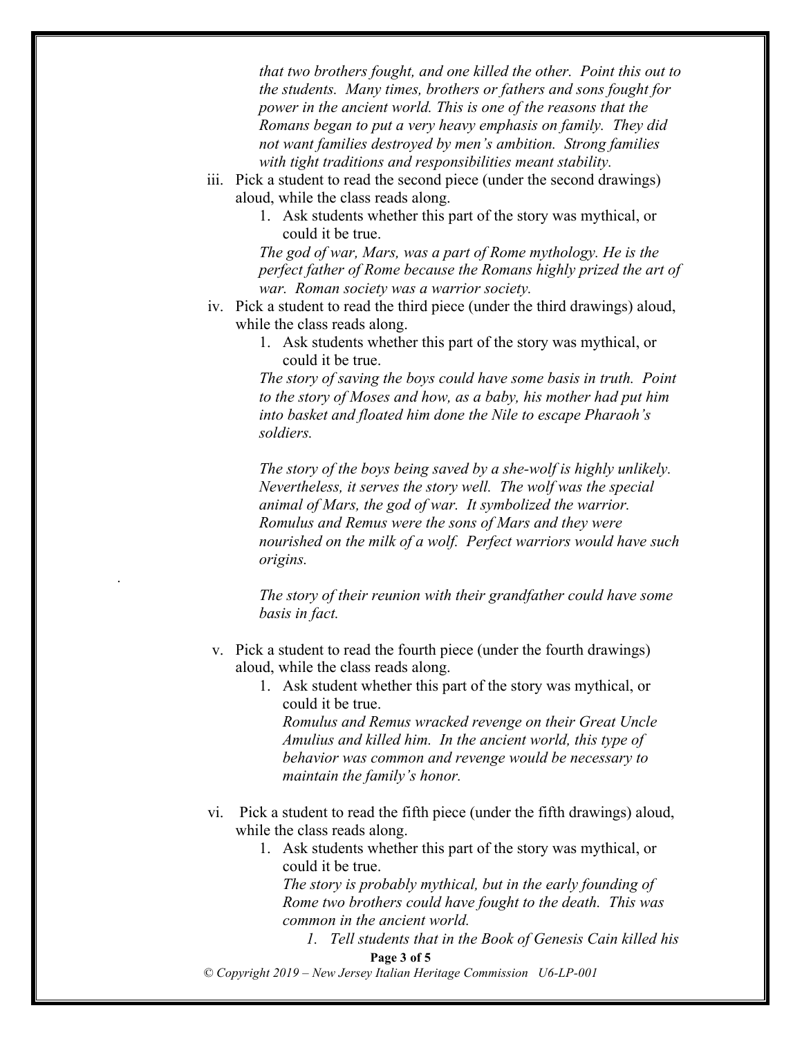*that two brothers fought, and one killed the other. Point this out to the students. Many times, brothers or fathers and sons fought for power in the ancient world. This is one of the reasons that the Romans began to put a very heavy emphasis on family. They did not want families destroyed by men's ambition. Strong families with tight traditions and responsibilities meant stability.*

iii. Pick a student to read the second piece (under the second drawings) aloud, while the class reads along.
   1. Ask students whether this part of the story was mythical, or could it be true.

   *The god of war, Mars, was a part of Rome mythology. He is the perfect father of Rome because the Romans highly prized the art of war. Roman society was a warrior society.*

iv. Pick a student to read the third piece (under the third drawings) aloud, while the class reads along.
   1. Ask students whether this part of the story was mythical, or could it be true.

   *The story of saving the boys could have some basis in truth. Point to the story of Moses and how, as a baby, his mother had put him into basket and floated him done the Nile to escape Pharaoh's soldiers.*

   *The story of the boys being saved by a she-wolf is highly unlikely. Nevertheless, it serves the story well. The wolf was the special animal of Mars, the god of war. It symbolized the warrior. Romulus and Remus were the sons of Mars and they were nourished on the milk of a wolf. Perfect warriors would have such origins.*

   *The story of their reunion with their grandfather could have some basis in fact.*

v. Pick a student to read the fourth piece (under the fourth drawings) aloud, while the class reads along.
   1. Ask student whether this part of the story was mythical, or could it be true.
      *Romulus and Remus wracked revenge on their Great Uncle Amulius and killed him. In the ancient world, this type of behavior was common and revenge would be necessary to maintain the family's honor.*

vi. Pick a student to read the fifth piece (under the fifth drawings) aloud, while the class reads along.
   1. Ask students whether this part of the story was mythical, or could it be true.
      *The story is probably mythical, but in the early founding of Rome two brothers could have fought to the death. This was common in the ancient world.*
      1. *Tell students that in the Book of Genesis Cain killed his*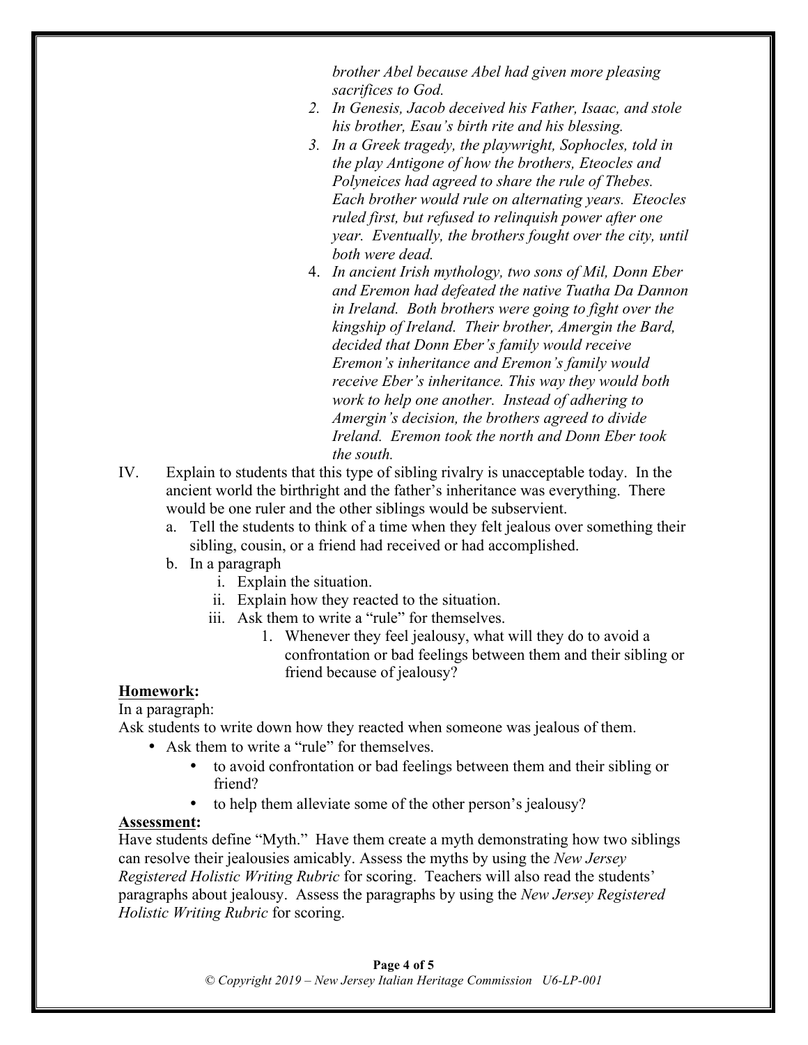*brother Abel because Abel had given more pleasing sacrifices to God.*

2. *In Genesis, Jacob deceived his Father, Isaac, and stole his brother, Esau's birth rite and his blessing.*
3. *In a Greek tragedy, the playwright, Sophocles, told in the play Antigone of how the brothers, Eteocles and Polyneices had agreed to share the rule of Thebes. Each brother would rule on alternating years. Eteocles ruled first, but refused to relinquish power after one year. Eventually, the brothers fought over the city, until both were dead.*
4. *In ancient Irish mythology, two sons of Mil, Donn Eber and Eremon had defeated the native Tuatha Da Dannon in Ireland. Both brothers were going to fight over the kingship of Ireland. Their brother, Amergin the Bard, decided that Donn Eber's family would receive Eremon's inheritance and Eremon's family would receive Eber's inheritance. This way they would both work to help one another. Instead of adhering to Amergin's decision, the brothers agreed to divide Ireland. Eremon took the north and Donn Eber took the south.*

IV. Explain to students that this type of sibling rivalry is unacceptable today. In the ancient world the birthright and the father's inheritance was everything. There would be one ruler and the other siblings would be subservient.

   a. Tell the students to think of a time when they felt jealous over something their sibling, cousin, or a friend had received or had accomplished.

   b. In a paragraph

      i. Explain the situation.

      ii. Explain how they reacted to the situation.

      iii. Ask them to write a "rule" for themselves.

         1. Whenever they feel jealousy, what will they do to avoid a confrontation or bad feelings between them and their sibling or friend because of jealousy?

**Homework:**

In a paragraph:

Ask students to write down how they reacted when someone was jealous of them.

- Ask them to write a "rule" for themselves.
    - to avoid confrontation or bad feelings between them and their sibling or friend?
    - to help them alleviate some of the other person's jealousy?

**Assessment:**

Have students define "Myth." Have them create a myth demonstrating how two siblings can resolve their jealousies amicably. Assess the myths by using the *New Jersey Registered Holistic Writing Rubric* for scoring. Teachers will also read the students' paragraphs about jealousy. Assess the paragraphs by using the *New Jersey Registered Holistic Writing Rubric* for scoring.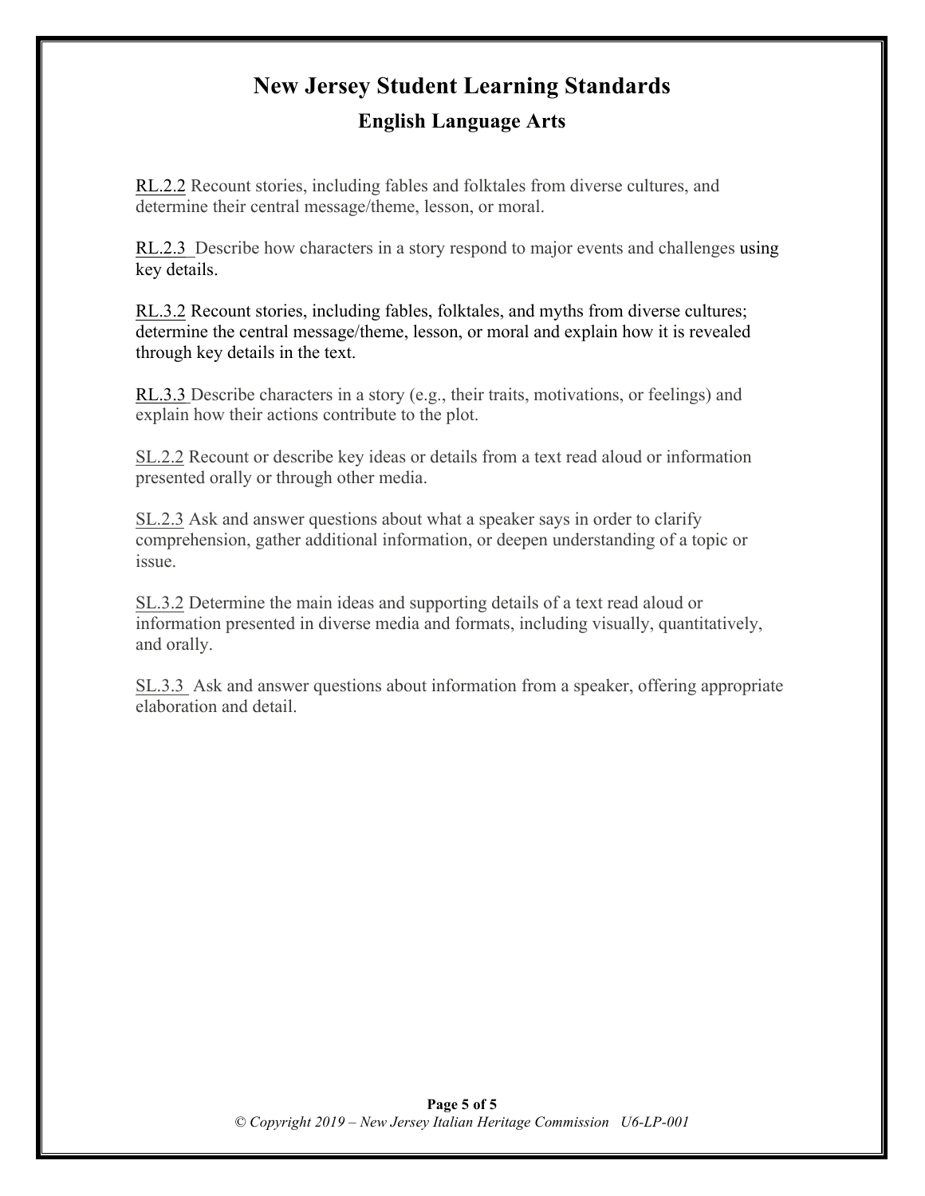# New Jersey Student Learning Standards

## English Language Arts

RL.2.2 Recount stories, including fables and folktales from diverse cultures, and determine their central message/theme, lesson, or moral.

RL.2.3 Describe how characters in a story respond to major events and challenges using key details.

RL.3.2 Recount stories, including fables, folktales, and myths from diverse cultures; determine the central message/theme, lesson, or moral and explain how it is revealed through key details in the text.

RL.3.3 Describe characters in a story (e.g., their traits, motivations, or feelings) and explain how their actions contribute to the plot.

SL.2.2 Recount or describe key ideas or details from a text read aloud or information presented orally or through other media.

SL.2.3 Ask and answer questions about what a speaker says in order to clarify comprehension, gather additional information, or deepen understanding of a topic or issue.

SL.3.2 Determine the main ideas and supporting details of a text read aloud or information presented in diverse media and formats, including visually, quantitatively, and orally.

SL.3.3 Ask and answer questions about information from a speaker, offering appropriate elaboration and detail.

*© Copyright 2019 – New Jersey Italian Heritage Commission U6-LP-001*